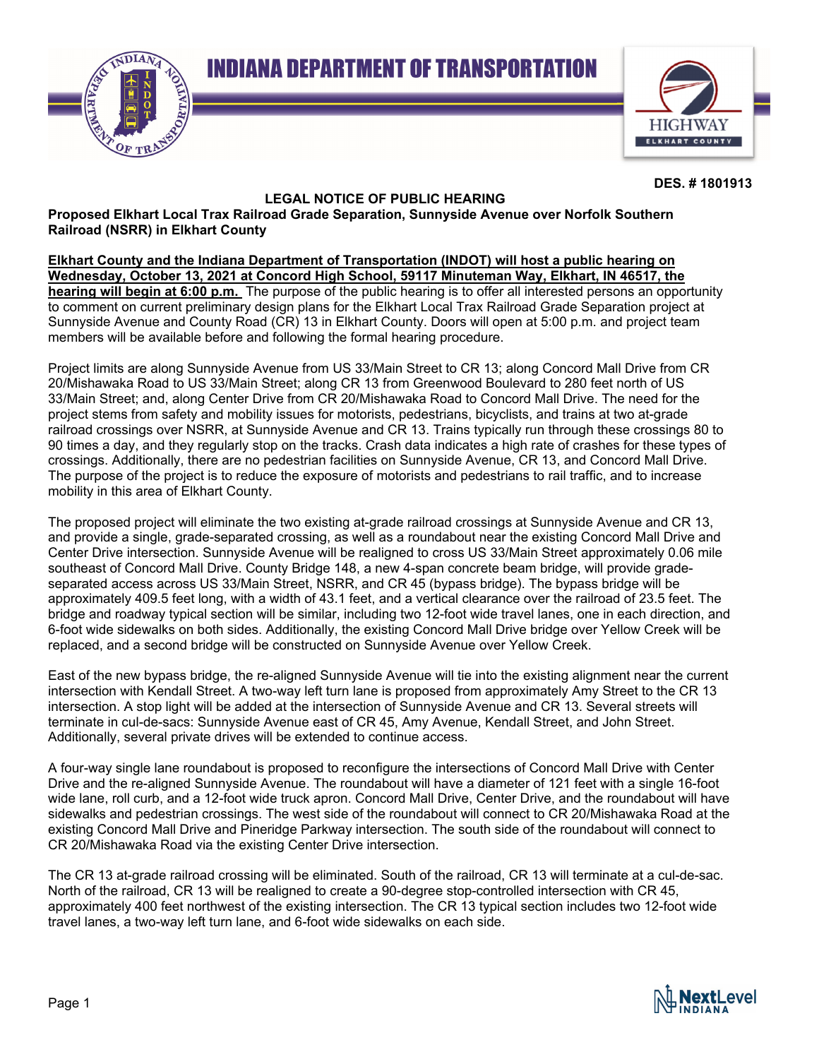# INDIANA DEPARTMENT OF TRANSPORTATION

**DES. # 1801913**

## LEGAL NOTICE OF PUBLIC HEARING

**Proposed Elkhart Local Trax Railroad Grade Separation, Sunnyside Avenue over Norfolk Southern Railroad (NSRR) in Elkhart County**

**Elkhart County and the Indiana Department of Transportation (INDOT) will host a public hearing on Wednesday, October 13, 2021 at Concord High School, 59117 Minuteman Way, Elkhart, IN 46517, the hearing will begin at 6:00 p.m.** The purpose of the public hearing is to offer all interested persons an opportunity to comment on current preliminary design plans for the Elkhart Local Trax Railroad Grade Separation project at Sunnyside Avenue and County Road (CR) 13 in Elkhart County. Doors will open at 5:00 p.m. and project team members will be available before and following the formal hearing procedure.

Project limits are along Sunnyside Avenue from US 33/Main Street to CR 13; along Concord Mall Drive from CR 20/Mishawaka Road to US 33/Main Street; along CR 13 from Greenwood Boulevard to 280 feet north of US 33/Main Street; and, along Center Drive from CR 20/Mishawaka Road to Concord Mall Drive. The need for the project stems from safety and mobility issues for motorists, pedestrians, bicyclists, and trains at two at-grade railroad crossings over NSRR, at Sunnyside Avenue and CR 13. Trains typically run through these crossings 80 to 90 times a day, and they regularly stop on the tracks. Crash data indicates a high rate of crashes for these types of crossings. Additionally, there are no pedestrian facilities on Sunnyside Avenue, CR 13, and Concord Mall Drive. The purpose of the project is to reduce the exposure of motorists and pedestrians to rail traffic, and to increase mobility in this area of Elkhart County.

The proposed project will eliminate the two existing at-grade railroad crossings at Sunnyside Avenue and CR 13, and provide a single, grade-separated crossing, as well as a roundabout near the existing Concord Mall Drive and Center Drive intersection. Sunnyside Avenue will be realigned to cross US 33/Main Street approximately 0.06 mile southeast of Concord Mall Drive. County Bridge 148, a new 4-span concrete beam bridge, will provide grade-separated access across US 33/Main Street, NSRR, and CR 45 (bypass bridge). The bypass bridge will be approximately 409.5 feet long, with a width of 43.1 feet, and a vertical clearance over the railroad of 23.5 feet. The bridge and roadway typical section will be similar, including two 12-foot wide travel lanes, one in each direction, and 6-foot wide sidewalks on both sides. Additionally, the existing Concord Mall Drive bridge over Yellow Creek will be replaced, and a second bridge will be constructed on Sunnyside Avenue over Yellow Creek.

East of the new bypass bridge, the re-aligned Sunnyside Avenue will tie into the existing alignment near the current intersection with Kendall Street. A two-way left turn lane is proposed from approximately Amy Street to the CR 13 intersection. A stop light will be added at the intersection of Sunnyside Avenue and CR 13. Several streets will terminate in cul-de-sacs: Sunnyside Avenue east of CR 45, Amy Avenue, Kendall Street, and John Street. Additionally, several private drives will be extended to continue access.

A four-way single lane roundabout is proposed to reconfigure the intersections of Concord Mall Drive with Center Drive and the re-aligned Sunnyside Avenue. The roundabout will have a diameter of 121 feet with a single 16-foot wide lane, roll curb, and a 12-foot wide truck apron. Concord Mall Drive, Center Drive, and the roundabout will have sidewalks and pedestrian crossings. The west side of the roundabout will connect to CR 20/Mishawaka Road at the existing Concord Mall Drive and Pineridge Parkway intersection. The south side of the roundabout will connect to CR 20/Mishawaka Road via the existing Center Drive intersection.

The CR 13 at-grade railroad crossing will be eliminated. South of the railroad, CR 13 will terminate at a cul-de-sac. North of the railroad, CR 13 will be realigned to create a 90-degree stop-controlled intersection with CR 45, approximately 400 feet northwest of the existing intersection. The CR 13 typical section includes two 12-foot wide travel lanes, a two-way left turn lane, and 6-foot wide sidewalks on each side.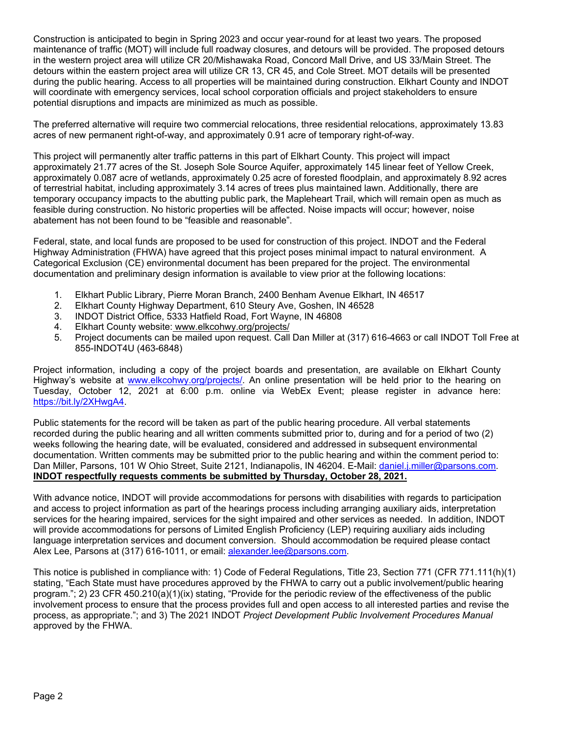Construction is anticipated to begin in Spring 2023 and occur year-round for at least two years. The proposed maintenance of traffic (MOT) will include full roadway closures, and detours will be provided. The proposed detours in the western project area will utilize CR 20/Mishawaka Road, Concord Mall Drive, and US 33/Main Street. The detours within the eastern project area will utilize CR 13, CR 45, and Cole Street. MOT details will be presented during the public hearing. Access to all properties will be maintained during construction. Elkhart County and INDOT will coordinate with emergency services, local school corporation officials and project stakeholders to ensure potential disruptions and impacts are minimized as much as possible.

The preferred alternative will require two commercial relocations, three residential relocations, approximately 13.83 acres of new permanent right-of-way, and approximately 0.91 acre of temporary right-of-way.

This project will permanently alter traffic patterns in this part of Elkhart County. This project will impact approximately 21.77 acres of the St. Joseph Sole Source Aquifer, approximately 145 linear feet of Yellow Creek, approximately 0.087 acre of wetlands, approximately 0.25 acre of forested floodplain, and approximately 8.92 acres of terrestrial habitat, including approximately 3.14 acres of trees plus maintained lawn. Additionally, there are temporary occupancy impacts to the abutting public park, the Mapleheart Trail, which will remain open as much as feasible during construction. No historic properties will be affected. Noise impacts will occur; however, noise abatement has not been found to be "feasible and reasonable".

Federal, state, and local funds are proposed to be used for construction of this project. INDOT and the Federal Highway Administration (FHWA) have agreed that this project poses minimal impact to natural environment. A Categorical Exclusion (CE) environmental document has been prepared for the project. The environmental documentation and preliminary design information is available to view prior at the following locations:

1. Elkhart Public Library, Pierre Moran Branch, 2400 Benham Avenue Elkhart, IN 46517
2. Elkhart County Highway Department, 610 Steury Ave, Goshen, IN 46528
3. INDOT District Office, 5333 Hatfield Road, Fort Wayne, IN 46808
4. Elkhart County website: www.elkcohwy.org/projects/
5. Project documents can be mailed upon request. Call Dan Miller at (317) 616-4663 or call INDOT Toll Free at 855-INDOT4U (463-6848)

Project information, including a copy of the project boards and presentation, are available on Elkhart County Highway's website at www.elkcohwy.org/projects/. An online presentation will be held prior to the hearing on Tuesday, October 12, 2021 at 6:00 p.m. online via WebEx Event; please register in advance here: https://bit.ly/2XHwgA4.

Public statements for the record will be taken as part of the public hearing procedure. All verbal statements recorded during the public hearing and all written comments submitted prior to, during and for a period of two (2) weeks following the hearing date, will be evaluated, considered and addressed in subsequent environmental documentation. Written comments may be submitted prior to the public hearing and within the comment period to: Dan Miller, Parsons, 101 W Ohio Street, Suite 2121, Indianapolis, IN 46204. E-Mail: daniel.j.miller@parsons.com. **INDOT respectfully requests comments be submitted by Thursday, October 28, 2021.**

With advance notice, INDOT will provide accommodations for persons with disabilities with regards to participation and access to project information as part of the hearings process including arranging auxiliary aids, interpretation services for the hearing impaired, services for the sight impaired and other services as needed. In addition, INDOT will provide accommodations for persons of Limited English Proficiency (LEP) requiring auxiliary aids including language interpretation services and document conversion. Should accommodation be required please contact Alex Lee, Parsons at (317) 616-1011, or email: alexander.lee@parsons.com.

This notice is published in compliance with: 1) Code of Federal Regulations, Title 23, Section 771 (CFR 771.111(h)(1) stating, "Each State must have procedures approved by the FHWA to carry out a public involvement/public hearing program."; 2) 23 CFR 450.210(a)(1)(ix) stating, "Provide for the periodic review of the effectiveness of the public involvement process to ensure that the process provides full and open access to all interested parties and revise the process, as appropriate."; and 3) The 2021 INDOT *Project Development Public Involvement Procedures Manual* approved by the FHWA.